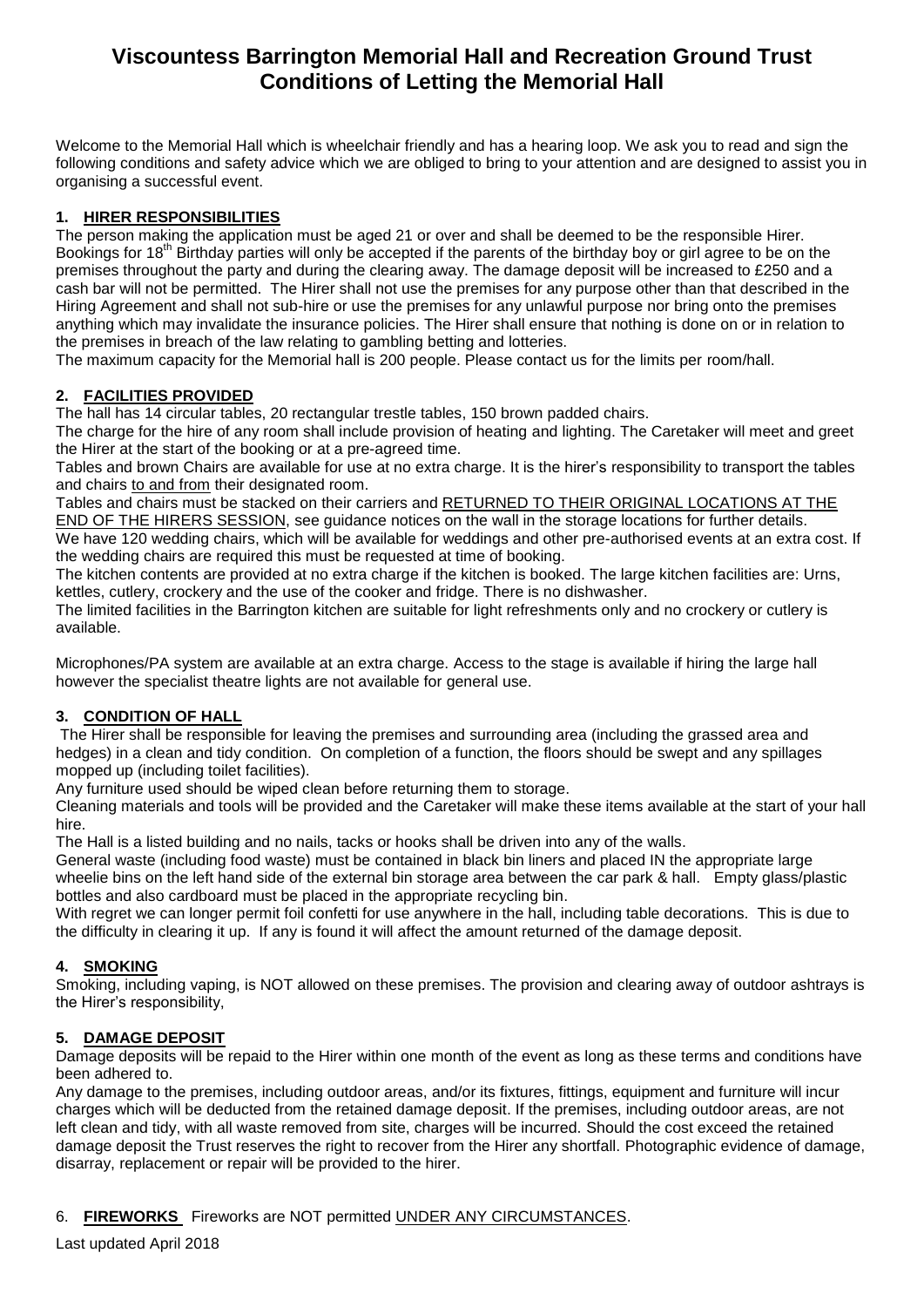# Viscountess Barrington Memorial Hall and Recreation Ground Trust Conditions of Letting the Memorial Hall

Welcome to the Memorial Hall which is wheelchair friendly and has a hearing loop. We ask you to read and sign the following conditions and safety advice which we are obliged to bring to your attention and are designed to assist you in organising a successful event.

## 1. HIRER RESPONSIBILITIES

The person making the application must be aged 21 or over and shall be deemed to be the responsible Hirer. Bookings for 18th Birthday parties will only be accepted if the parents of the birthday boy or girl agree to be on the premises throughout the party and during the clearing away. The damage deposit will be increased to £250 and a cash bar will not be permitted. The Hirer shall not use the premises for any purpose other than that described in the Hiring Agreement and shall not sub-hire or use the premises for any unlawful purpose nor bring onto the premises anything which may invalidate the insurance policies. The Hirer shall ensure that nothing is done on or in relation to the premises in breach of the law relating to gambling betting and lotteries.

The maximum capacity for the Memorial hall is 200 people. Please contact us for the limits per room/hall.

## 2. FACILITIES PROVIDED

The hall has 14 circular tables, 20 rectangular trestle tables, 150 brown padded chairs.

The charge for the hire of any room shall include provision of heating and lighting. The Caretaker will meet and greet the Hirer at the start of the booking or at a pre-agreed time.

Tables and brown Chairs are available for use at no extra charge. It is the hirer's responsibility to transport the tables and chairs to and from their designated room.

Tables and chairs must be stacked on their carriers and RETURNED TO THEIR ORIGINAL LOCATIONS AT THE END OF THE HIRERS SESSION, see guidance notices on the wall in the storage locations for further details.

We have 120 wedding chairs, which will be available for weddings and other pre-authorised events at an extra cost. If the wedding chairs are required this must be requested at time of booking.

The kitchen contents are provided at no extra charge if the kitchen is booked. The large kitchen facilities are: Urns, kettles, cutlery, crockery and the use of the cooker and fridge. There is no dishwasher.

The limited facilities in the Barrington kitchen are suitable for light refreshments only and no crockery or cutlery is available.

Microphones/PA system are available at an extra charge. Access to the stage is available if hiring the large hall however the specialist theatre lights are not available for general use.

## 3. CONDITION OF HALL

The Hirer shall be responsible for leaving the premises and surrounding area (including the grassed area and hedges) in a clean and tidy condition. On completion of a function, the floors should be swept and any spillages mopped up (including toilet facilities).

Any furniture used should be wiped clean before returning them to storage.

Cleaning materials and tools will be provided and the Caretaker will make these items available at the start of your hall hire.

The Hall is a listed building and no nails, tacks or hooks shall be driven into any of the walls.

General waste (including food waste) must be contained in black bin liners and placed IN the appropriate large wheelie bins on the left hand side of the external bin storage area between the car park & hall. Empty glass/plastic bottles and also cardboard must be placed in the appropriate recycling bin.

With regret we can longer permit foil confetti for use anywhere in the hall, including table decorations. This is due to the difficulty in clearing it up. If any is found it will affect the amount returned of the damage deposit.

## 4. SMOKING

Smoking, including vaping, is NOT allowed on these premises. The provision and clearing away of outdoor ashtrays is the Hirer's responsibility,

## 5. DAMAGE DEPOSIT

Damage deposits will be repaid to the Hirer within one month of the event as long as these terms and conditions have been adhered to.

Any damage to the premises, including outdoor areas, and/or its fixtures, fittings, equipment and furniture will incur charges which will be deducted from the retained damage deposit. If the premises, including outdoor areas, are not left clean and tidy, with all waste removed from site, charges will be incurred. Should the cost exceed the retained damage deposit the Trust reserves the right to recover from the Hirer any shortfall. Photographic evidence of damage, disarray, replacement or repair will be provided to the hirer.

## 6. FIREWORKS

Fireworks are NOT permitted UNDER ANY CIRCUMSTANCES.

Last updated April 2018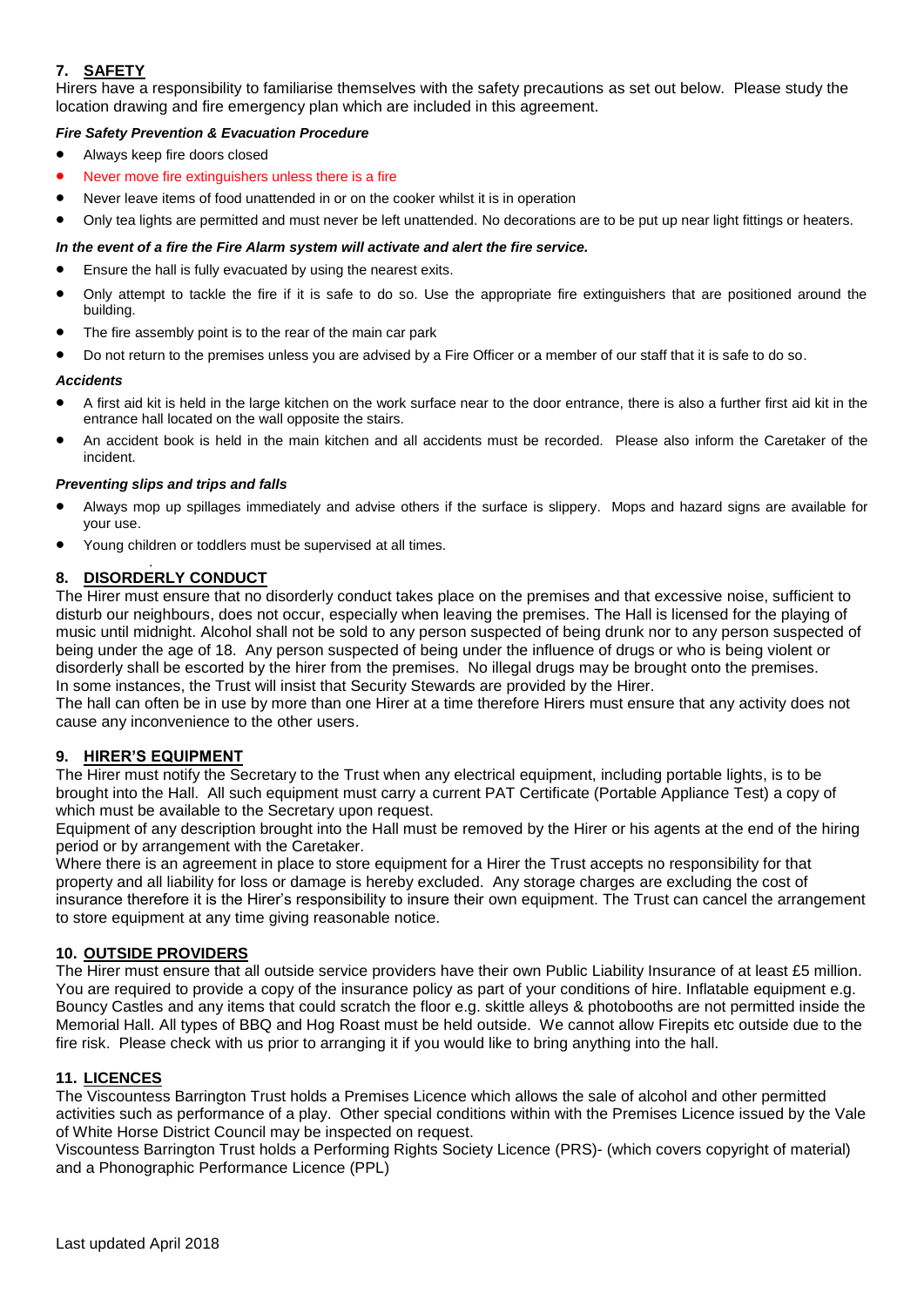## 7. SAFETY

Hirers have a responsibility to familiarise themselves with the safety precautions as set out below. Please study the location drawing and fire emergency plan which are included in this agreement.

***Fire Safety Prevention & Evacuation Procedure***

- Always keep fire doors closed
- Never move fire extinguishers unless there is a fire
- Never leave items of food unattended in or on the cooker whilst it is in operation
- Only tea lights are permitted and must never be left unattended. No decorations are to be put up near light fittings or heaters.

***In the event of a fire the Fire Alarm system will activate and alert the fire service.***

- Ensure the hall is fully evacuated by using the nearest exits.
- Only attempt to tackle the fire if it is safe to do so. Use the appropriate fire extinguishers that are positioned around the building.
- The fire assembly point is to the rear of the main car park
- Do not return to the premises unless you are advised by a Fire Officer or a member of our staff that it is safe to do so.

***Accidents***

- A first aid kit is held in the large kitchen on the work surface near to the door entrance, there is also a further first aid kit in the entrance hall located on the wall opposite the stairs.
- An accident book is held in the main kitchen and all accidents must be recorded. Please also inform the Caretaker of the incident.

***Preventing slips and trips and falls***

- Always mop up spillages immediately and advise others if the surface is slippery. Mops and hazard signs are available for your use.
- Young children or toddlers must be supervised at all times.

## 8. DISORDERLY CONDUCT

The Hirer must ensure that no disorderly conduct takes place on the premises and that excessive noise, sufficient to disturb our neighbours, does not occur, especially when leaving the premises. The Hall is licensed for the playing of music until midnight. Alcohol shall not be sold to any person suspected of being drunk nor to any person suspected of being under the age of 18. Any person suspected of being under the influence of drugs or who is being violent or disorderly shall be escorted by the hirer from the premises. No illegal drugs may be brought onto the premises. In some instances, the Trust will insist that Security Stewards are provided by the Hirer.
The hall can often be in use by more than one Hirer at a time therefore Hirers must ensure that any activity does not cause any inconvenience to the other users.

## 9. HIRER'S EQUIPMENT

The Hirer must notify the Secretary to the Trust when any electrical equipment, including portable lights, is to be brought into the Hall. All such equipment must carry a current PAT Certificate (Portable Appliance Test) a copy of which must be available to the Secretary upon request.
Equipment of any description brought into the Hall must be removed by the Hirer or his agents at the end of the hiring period or by arrangement with the Caretaker.
Where there is an agreement in place to store equipment for a Hirer the Trust accepts no responsibility for that property and all liability for loss or damage is hereby excluded. Any storage charges are excluding the cost of insurance therefore it is the Hirer's responsibility to insure their own equipment. The Trust can cancel the arrangement to store equipment at any time giving reasonable notice.

## 10. OUTSIDE PROVIDERS

The Hirer must ensure that all outside service providers have their own Public Liability Insurance of at least £5 million. You are required to provide a copy of the insurance policy as part of your conditions of hire. Inflatable equipment e.g. Bouncy Castles and any items that could scratch the floor e.g. skittle alleys & photobooths are not permitted inside the Memorial Hall. All types of BBQ and Hog Roast must be held outside. We cannot allow Firepits etc outside due to the fire risk. Please check with us prior to arranging it if you would like to bring anything into the hall.

## 11. LICENCES

The Viscountess Barrington Trust holds a Premises Licence which allows the sale of alcohol and other permitted activities such as performance of a play. Other special conditions within with the Premises Licence issued by the Vale of White Horse District Council may be inspected on request.
Viscountess Barrington Trust holds a Performing Rights Society Licence (PRS)- (which covers copyright of material) and a Phonographic Performance Licence (PPL)

Last updated April 2018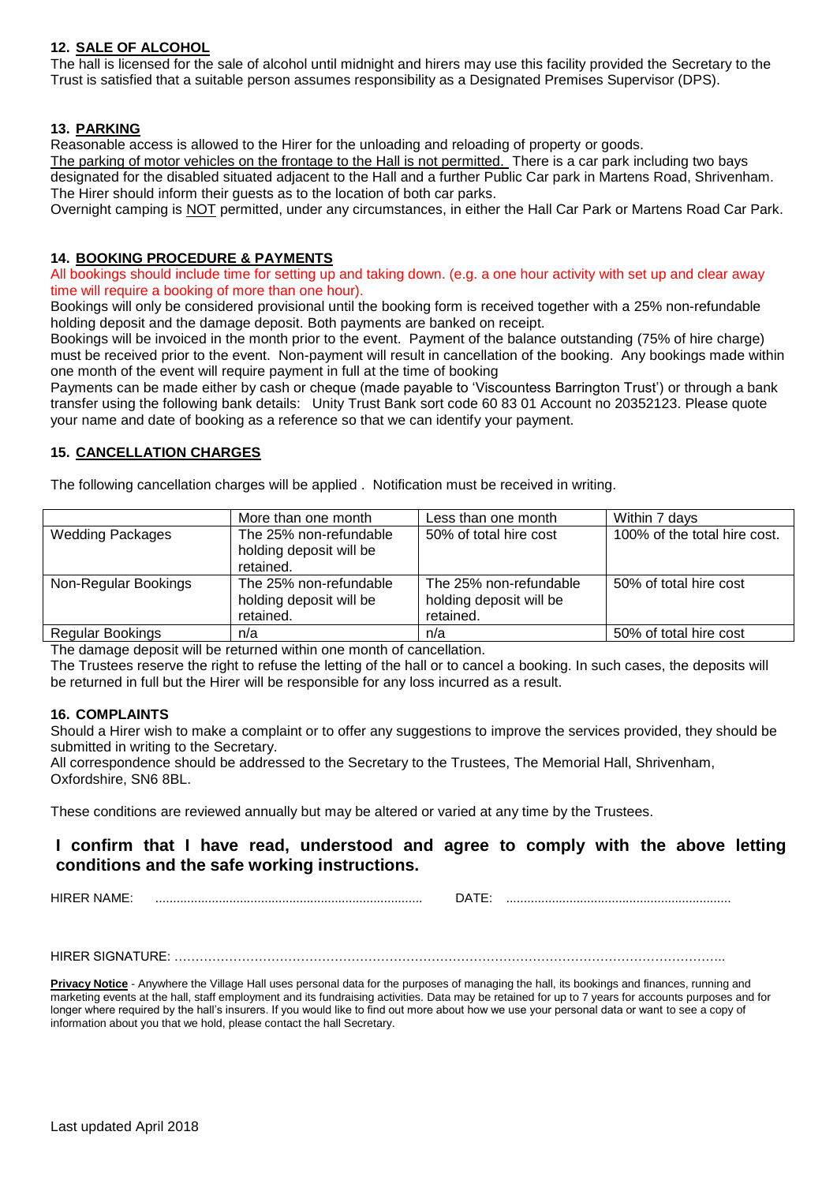### 12. SALE OF ALCOHOL

The hall is licensed for the sale of alcohol until midnight and hirers may use this facility provided the Secretary to the Trust is satisfied that a suitable person assumes responsibility as a Designated Premises Supervisor (DPS).

### 13. PARKING

Reasonable access is allowed to the Hirer for the unloading and reloading of property or goods.

The parking of motor vehicles on the frontage to the Hall is not permitted. There is a car park including two bays designated for the disabled situated adjacent to the Hall and a further Public Car park in Martens Road, Shrivenham. The Hirer should inform their guests as to the location of both car parks.

Overnight camping is NOT permitted, under any circumstances, in either the Hall Car Park or Martens Road Car Park.

### 14. BOOKING PROCEDURE & PAYMENTS

All bookings should include time for setting up and taking down. (e.g. a one hour activity with set up and clear away time will require a booking of more than one hour).

Bookings will only be considered provisional until the booking form is received together with a 25% non-refundable holding deposit and the damage deposit. Both payments are banked on receipt.

Bookings will be invoiced in the month prior to the event. Payment of the balance outstanding (75% of hire charge) must be received prior to the event. Non-payment will result in cancellation of the booking. Any bookings made within one month of the event will require payment in full at the time of booking

Payments can be made either by cash or cheque (made payable to 'Viscountess Barrington Trust') or through a bank transfer using the following bank details: Unity Trust Bank sort code 60 83 01 Account no 20352123. Please quote your name and date of booking as a reference so that we can identify your payment.

### 15. CANCELLATION CHARGES

The following cancellation charges will be applied . Notification must be received in writing.

| | More than one month | Less than one month | Within 7 days |
|---|---|---|---|
| Wedding Packages | The 25% non-refundable holding deposit will be retained. | 50% of total hire cost | 100% of the total hire cost. |
| Non-Regular Bookings | The 25% non-refundable holding deposit will be retained. | The 25% non-refundable holding deposit will be retained. | 50% of total hire cost |
| Regular Bookings | n/a | n/a | 50% of total hire cost |

The damage deposit will be returned within one month of cancellation.

The Trustees reserve the right to refuse the letting of the hall or to cancel a booking. In such cases, the deposits will be returned in full but the Hirer will be responsible for any loss incurred as a result.

### 16. COMPLAINTS

Should a Hirer wish to make a complaint or to offer any suggestions to improve the services provided, they should be submitted in writing to the Secretary.

All correspondence should be addressed to the Secretary to the Trustees, The Memorial Hall, Shrivenham, Oxfordshire, SN6 8BL.

These conditions are reviewed annually but may be altered or varied at any time by the Trustees.

**I confirm that I have read, understood and agree to comply with the above letting conditions and the safe working instructions.**

HIRER NAME: ........................................................................... DATE: ...............................................................

HIRER SIGNATURE: …………………………………………………………………………………………………………..

**Privacy Notice** - Anywhere the Village Hall uses personal data for the purposes of managing the hall, its bookings and finances, running and marketing events at the hall, staff employment and its fundraising activities. Data may be retained for up to 7 years for accounts purposes and for longer where required by the hall's insurers. If you would like to find out more about how we use your personal data or want to see a copy of information about you that we hold, please contact the hall Secretary.

Last updated April 2018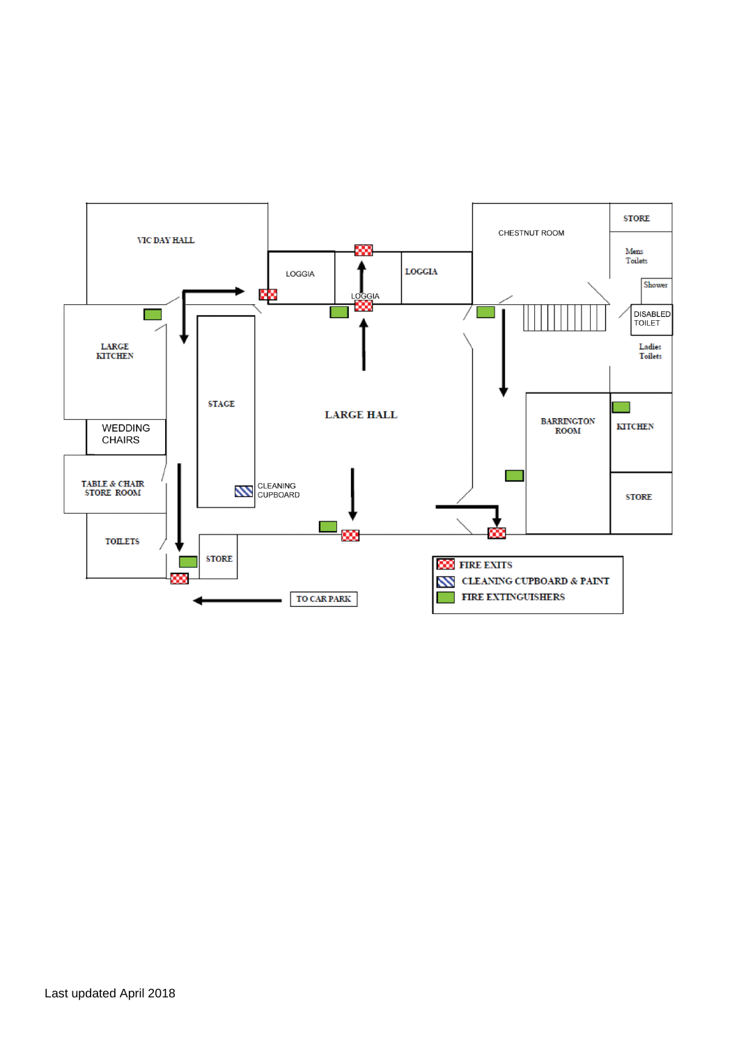VIC DAY HALL

LOGGIA

LOGGIA

LOGGIA

CHESTNUT ROOM

STORE

Mens Toilets

Shower

DISABLED TOILET

Ladies Toilets

LARGE KITCHEN

STAGE

LARGE HALL

BARRINGTON ROOM

KITCHEN

WEDDING CHAIRS

TABLE & CHAIR STORE ROOM

CLEANING CUPBOARD

STORE

TOILETS

STORE

TO CAR PARK

- FIRE EXITS
- CLEANING CUPBOARD & PAINT
- FIRE EXTINGUISHERS

Last updated April 2018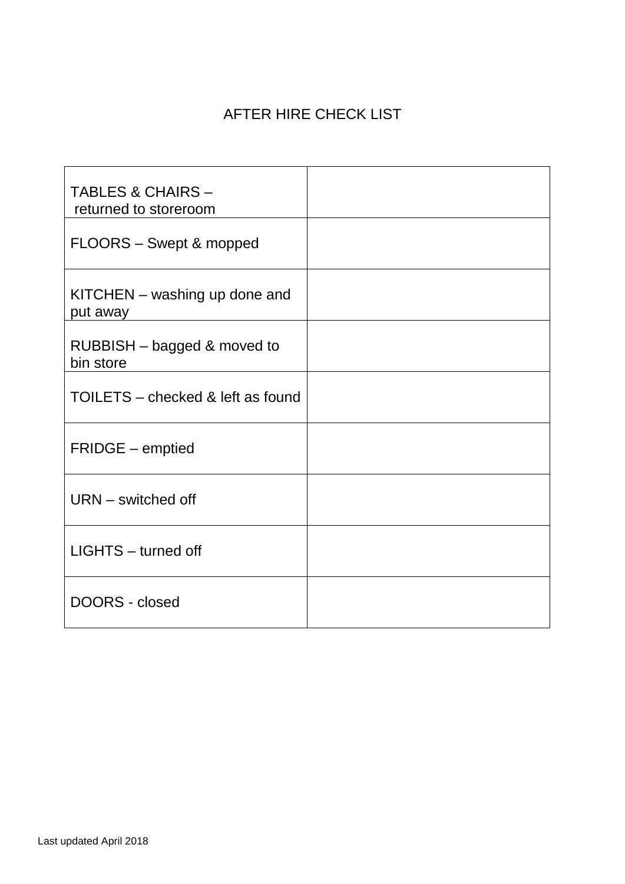# AFTER HIRE CHECK LIST

| | |
|---|---|
| TABLES & CHAIRS – returned to storeroom | |
| FLOORS – Swept & mopped | |
| KITCHEN – washing up done and put away | |
| RUBBISH – bagged & moved to bin store | |
| TOILETS – checked & left as found | |
| FRIDGE – emptied | |
| URN – switched off | |
| LIGHTS – turned off | |
| DOORS - closed | |

Last updated April 2018